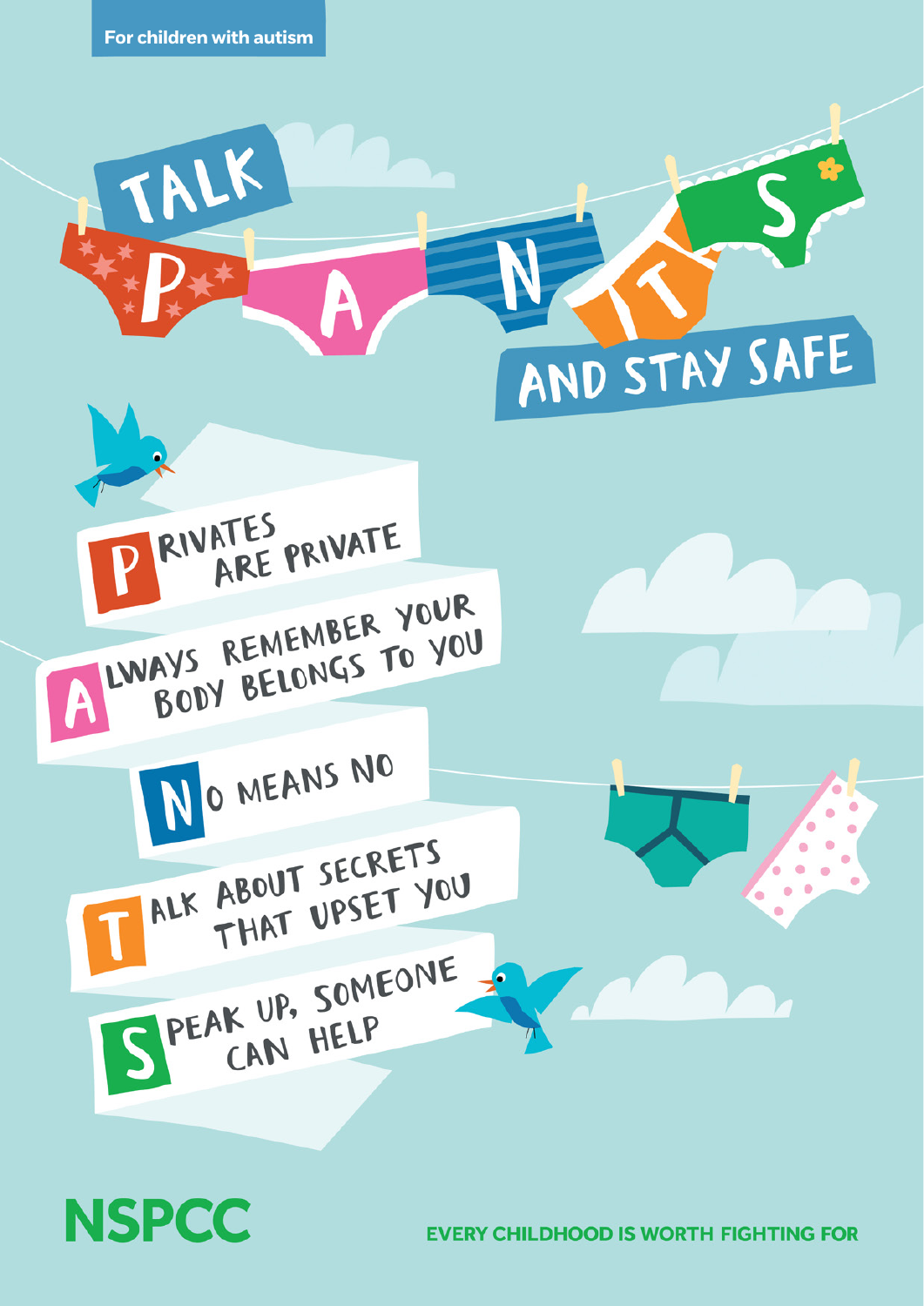For children with autism

# TALK PANTS AND STAY SAFE

**P**rivates are private

**A**lways remember your body belongs to you

**N**o means no

**T**alk about secrets that upset you

**S**peak up, someone can help

NSPCC

EVERY CHILDHOOD IS WORTH FIGHTING FOR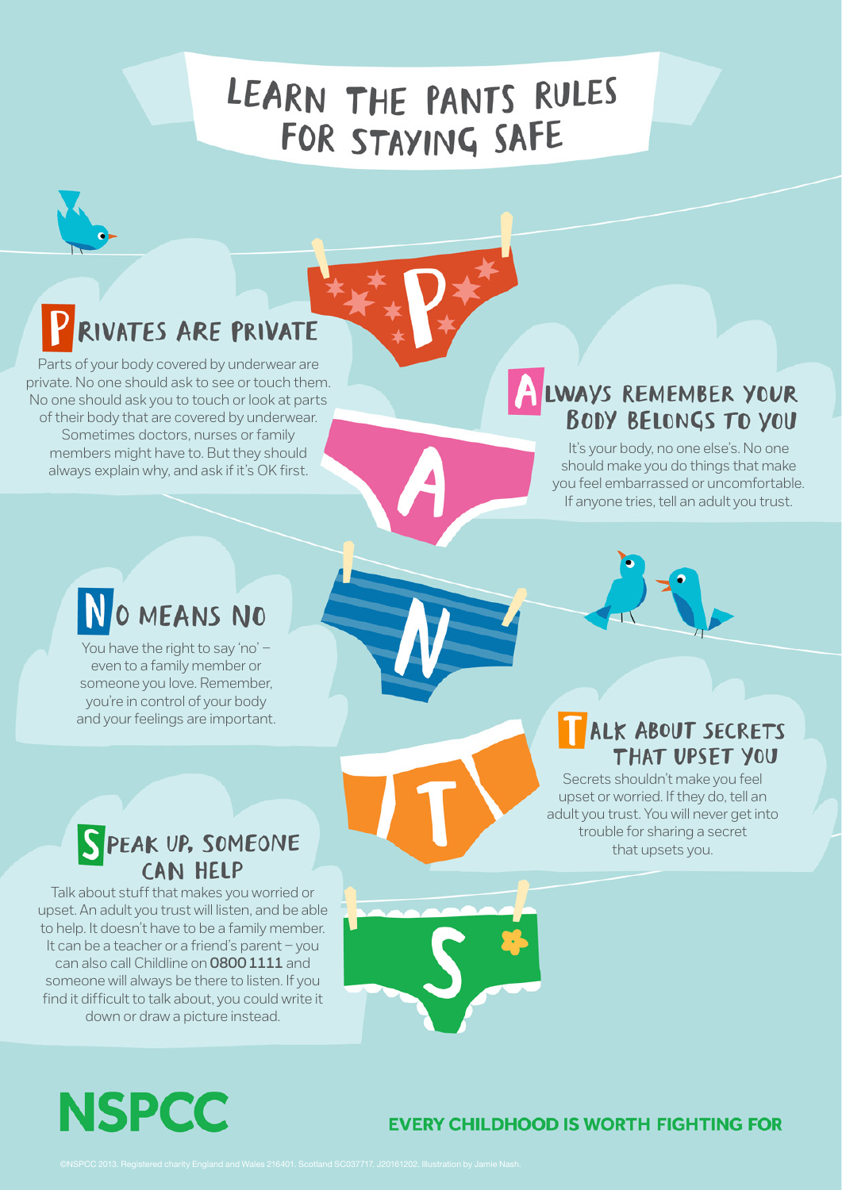# LEARN THE PANTS RULES FOR STAYING SAFE

## Privates are private

Parts of your body covered by underwear are private. No one should ask to see or touch them. No one should ask you to touch or look at parts of their body that are covered by underwear. Sometimes doctors, nurses or family members might have to. But they should always explain why, and ask if it's OK first.

## Always remember your body belongs to you

It's your body, no one else's. No one should make you do things that make you feel embarrassed or uncomfortable. If anyone tries, tell an adult you trust.

## No means no

You have the right to say 'no' – even to a family member or someone you love. Remember, you're in control of your body and your feelings are important.

## Talk about secrets that upset you

Secrets shouldn't make you feel upset or worried. If they do, tell an adult you trust. You will never get into trouble for sharing a secret that upsets you.

## Speak up, someone can help

Talk about stuff that makes you worried or upset. An adult you trust will listen, and be able to help. It doesn't have to be a family member. It can be a teacher or a friend's parent – you can also call Childline on **0800 1111** and someone will always be there to listen. If you find it difficult to talk about, you could write it down or draw a picture instead.

**NSPCC**

**EVERY CHILDHOOD IS WORTH FIGHTING FOR**

©NSPCC 2013. Registered charity England and Wales 216401. Scotland SC037717. J20161202. Illustration by Jamie Nash.